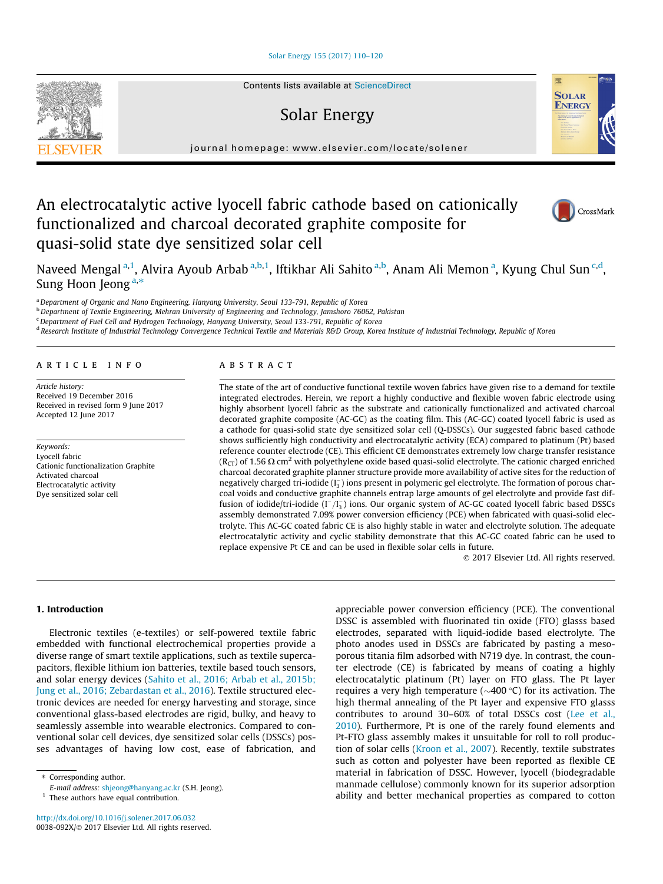# An electrocatalytic active lyocell fabric cathode based on cationically functionalized and charcoal decorated graphite composite for quasi-solid state dye sensitized solar cell

Naveed Mengal [a,1], Alvira Ayoub Arbab [a,b,1], Iftikhar Ali Sahito [a,b], Anam Ali Memon [a], Kyung Chul Sun [c,d], Sung Hoon Jeong [a,*]

[a] Department of Organic and Nano Engineering, Hanyang University, Seoul 133-791, Republic of Korea
[b] Department of Textile Engineering, Mehran University of Engineering and Technology, Jamshoro 76062, Pakistan
[c] Department of Fuel Cell and Hydrogen Technology, Hanyang University, Seoul 133-791, Republic of Korea
[d] Research Institute of Industrial Technology Convergence Technical Textile and Materials R&D Group, Korea Institute of Industrial Technology, Republic of Korea

## ARTICLE INFO

*Article history:*
Received 19 December 2016
Received in revised form 9 June 2017
Accepted 12 June 2017

*Keywords:*
Lyocell fabric
Cationic functionalization Graphite
Activated charcoal
Electrocatalytic activity
Dye sensitized solar cell

## ABSTRACT

The state of the art of conductive functional textile woven fabrics have given rise to a demand for textile integrated electrodes. Herein, we report a highly conductive and flexible woven fabric electrode using highly absorbent lyocell fabric as the substrate and cationically functionalized and activated charcoal decorated graphite composite (AC-GC) as the coating film. This (AC-GC) coated lyocell fabric is used as a cathode for quasi-solid state dye sensitized solar cell (Q-DSSCs). Our suggested fabric based cathode shows sufficiently high conductivity and electrocatalytic activity (ECA) compared to platinum (Pt) based reference counter electrode (CE). This efficient CE demonstrates extremely low charge transfer resistance ($R_{CT}$) of 1.56 $\Omega$ cm$^2$ with polyethylene oxide based quasi-solid electrolyte. The cationic charged enriched charcoal decorated graphite planner structure provide more availability of active sites for the reduction of negatively charged tri-iodide ($I_3^-$) ions present in polymeric gel electrolyte. The formation of porous charcoal voids and conductive graphite channels entrap large amounts of gel electrolyte and provide fast diffusion of iodide/tri-iodide ($I^-/I_3^-$) ions. Our organic system of AC-GC coated lyocell fabric based DSSCs assembly demonstrated 7.09% power conversion efficiency (PCE) when fabricated with quasi-solid electrolyte. This AC-GC coated fabric CE is also highly stable in water and electrolyte solution. The adequate electrocatalytic activity and cyclic stability demonstrate that this AC-GC coated fabric can be used to replace expensive Pt CE and can be used in flexible solar cells in future.

© 2017 Elsevier Ltd. All rights reserved.

## 1. Introduction

Electronic textiles (e-textiles) or self-powered textile fabric embedded with functional electrochemical properties provide a diverse range of smart textile applications, such as textile supercapacitors, flexible lithium ion batteries, textile based touch sensors, and solar energy devices (Sahito et al., 2016; Arbab et al., 2015b; Jung et al., 2016; Zebardastan et al., 2016). Textile structured electronic devices are needed for energy harvesting and storage, since conventional glass-based electrodes are rigid, bulky, and heavy to seamlessly assemble into wearable electronics. Compared to conventional solar cell devices, dye sensitized solar cells (DSSCs) posses advantages of having low cost, ease of fabrication, and appreciable power conversion efficiency (PCE). The conventional DSSC is assembled with fluorinated tin oxide (FTO) glasss based electrodes, separated with liquid-iodide based electrolyte. The photo anodes used in DSSCs are fabricated by pasting a mesoporous titania film adsorbed with N719 dye. In contrast, the counter electrode (CE) is fabricated by means of coating a highly electrocatalytic platinum (Pt) layer on FTO glass. The Pt layer requires a very high temperature (~400 °C) for its activation. The high thermal annealing of the Pt layer and expensive FTO glasss contributes to around 30–60% of total DSSCs cost (Lee et al., 2010). Furthermore, Pt is one of the rarely found elements and Pt-FTO glass assembly makes it unsuitable for roll to roll production of solar cells (Kroon et al., 2007). Recently, textile substrates such as cotton and polyester have been reported as flexible CE material in fabrication of DSSC. However, lyocell (biodegradable manmade cellulose) commonly known for its superior adsorption ability and better mechanical properties as compared to cotton

* Corresponding author.
*E-mail address:* shjeong@hanyang.ac.kr (S.H. Jeong).
[1] These authors have equal contribution.

http://dx.doi.org/10.1016/j.solener.2017.06.032
0038-092X/© 2017 Elsevier Ltd. All rights reserved.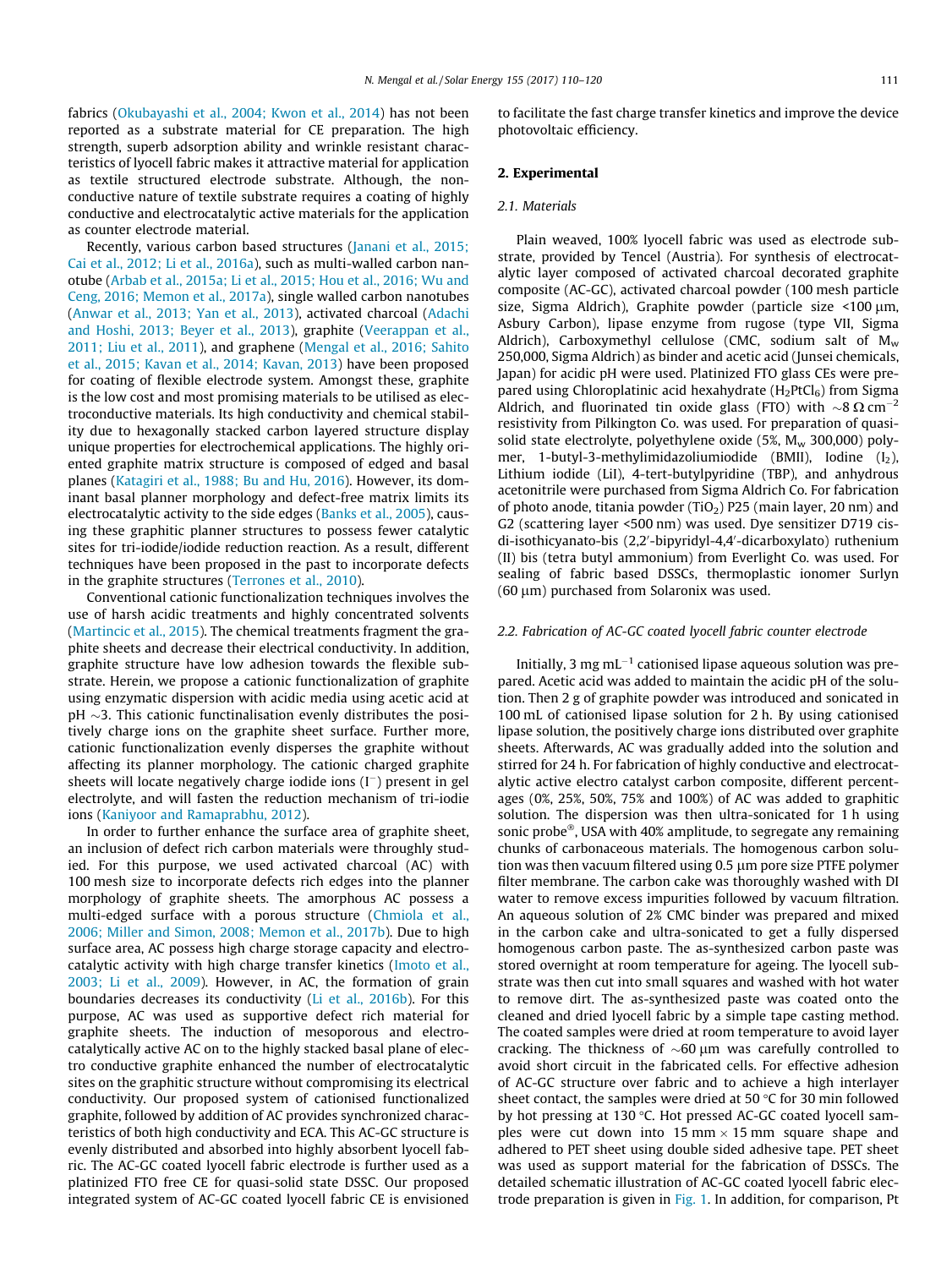fabrics (Okubayashi et al., 2004; Kwon et al., 2014) has not been reported as a substrate material for CE preparation. The high strength, superb adsorption ability and wrinkle resistant characteristics of lyocell fabric makes it attractive material for application as textile structured electrode substrate. Although, the non-conductive nature of textile substrate requires a coating of highly conductive and electrocatalytic active materials for the application as counter electrode material.

Recently, various carbon based structures (Janani et al., 2015; Cai et al., 2012; Li et al., 2016a), such as multi-walled carbon nanotube (Arbab et al., 2015a; Li et al., 2015; Hou et al., 2016; Wu and Ceng, 2016; Memon et al., 2017a), single walled carbon nanotubes (Anwar et al., 2013; Yan et al., 2013), activated charcoal (Adachi and Hoshi, 2013; Beyer et al., 2013), graphite (Veerappan et al., 2011; Liu et al., 2011), and graphene (Mengal et al., 2016; Sahito et al., 2015; Kavan et al., 2014; Kavan, 2013) have been proposed for coating of flexible electrode system. Amongst these, graphite is the low cost and most promising materials to be utilised as electroconductive materials. Its high conductivity and chemical stability due to hexagonally stacked carbon layered structure display unique properties for electrochemical applications. The highly oriented graphite matrix structure is composed of edged and basal planes (Katagiri et al., 1988; Bu and Hu, 2016). However, its dominant basal planner morphology and defect-free matrix limits its electrocatalytic activity to the side edges (Banks et al., 2005), causing these graphitic planner structures to possess fewer catalytic sites for tri-iodide/iodide reduction reaction. As a result, different techniques have been proposed in the past to incorporate defects in the graphite structures (Terrones et al., 2010).

Conventional cationic functionalization techniques involves the use of harsh acidic treatments and highly concentrated solvents (Martincic et al., 2015). The chemical treatments fragment the graphite sheets and decrease their electrical conductivity. In addition, graphite structure have low adhesion towards the flexible substrate. Herein, we propose a cationic functionalization of graphite using enzymatic dispersion with acidic media using acetic acid at pH ~3. This cationic functinalisation evenly distributes the positively charge ions on the graphite sheet surface. Further more, cationic functionalization evenly disperses the graphite without affecting its planner morphology. The cationic charged graphite sheets will locate negatively charge iodide ions ($I^-$) present in gel electrolyte, and will fasten the reduction mechanism of tri-iodie ions (Kaniyoor and Ramaprabhu, 2012).

In order to further enhance the surface area of graphite sheet, an inclusion of defect rich carbon materials were throughly studied. For this purpose, we used activated charcoal (AC) with 100 mesh size to incorporate defects rich edges into the planner morphology of graphite sheets. The amorphous AC possess a multi-edged surface with a porous structure (Chmiola et al., 2006; Miller and Simon, 2008; Memon et al., 2017b). Due to high surface area, AC possess high charge storage capacity and electrocatalytic activity with high charge transfer kinetics (Imoto et al., 2003; Li et al., 2009). However, in AC, the formation of grain boundaries decreases its conductivity (Li et al., 2016b). For this purpose, AC was used as supportive defect rich material for graphite sheets. The induction of mesoporous and electrocatalytically active AC on to the highly stacked basal plane of electro conductive graphite enhanced the number of electrocatalytic sites on the graphitic structure without compromising its electrical conductivity. Our proposed system of cationised functionalized graphite, followed by addition of AC provides synchronized characteristics of both high conductivity and ECA. This AC-GC structure is evenly distributed and absorbed into highly absorbent lyocell fabric. The AC-GC coated lyocell fabric electrode is further used as a platinized FTO free CE for quasi-solid state DSSC. Our proposed integrated system of AC-GC coated lyocell fabric CE is envisioned to facilitate the fast charge transfer kinetics and improve the device photovoltaic efficiency.

## 2. Experimental

### 2.1. Materials

Plain weaved, 100% lyocell fabric was used as electrode substrate, provided by Tencel (Austria). For synthesis of electrocatalytic layer composed of activated charcoal decorated graphite composite (AC-GC), activated charcoal powder (100 mesh particle size, Sigma Aldrich), Graphite powder (particle size <100 μm, Asbury Carbon), lipase enzyme from rugose (type VII, Sigma Aldrich), Carboxymethyl cellulose (CMC, sodium salt of $M_w$ 250,000, Sigma Aldrich) as binder and acetic acid (Junsei chemicals, Japan) for acidic pH were used. Platinized FTO glass CEs were prepared using Chloroplatinic acid hexahydrate ($H_2PtCl_6$) from Sigma Aldrich, and fluorinated tin oxide glass (FTO) with ~8 Ω cm$^{-2}$ resistivity from Pilkington Co. was used. For preparation of quasi-solid state electrolyte, polyethylene oxide (5%, $M_w$ 300,000) polymer, 1-butyl-3-methylimidazoliumiodide (BMII), Iodine ($I_2$), Lithium iodide (LiI), 4-tert-butylpyridine (TBP), and anhydrous acetonitrile were purchased from Sigma Aldrich Co. For fabrication of photo anode, titania powder ($TiO_2$) P25 (main layer, 20 nm) and G2 (scattering layer <500 nm) was used. Dye sensitizer D719 cis-di-isothicyanato-bis (2,2′-bipyridyl-4,4′-dicarboxylato) ruthenium (II) bis (tetra butyl ammonium) from Everlight Co. was used. For sealing of fabric based DSSCs, thermoplastic ionomer Surlyn (60 μm) purchased from Solaronix was used.

### 2.2. Fabrication of AC-GC coated lyocell fabric counter electrode

Initially, 3 mg mL$^{-1}$ cationised lipase aqueous solution was prepared. Acetic acid was added to maintain the acidic pH of the solution. Then 2 g of graphite powder was introduced and sonicated in 100 mL of cationised lipase solution for 2 h. By using cationised lipase solution, the positively charge ions distributed over graphite sheets. Afterwards, AC was gradually added into the solution and stirred for 24 h. For fabrication of highly conductive and electrocatalytic active electro catalyst carbon composite, different percentages (0%, 25%, 50%, 75% and 100%) of AC was added to graphitic solution. The dispersion was then ultra-sonicated for 1 h using sonic probe®, USA with 40% amplitude, to segregate any remaining chunks of carbonaceous materials. The homogenous carbon solution was then vacuum filtered using 0.5 μm pore size PTFE polymer filter membrane. The carbon cake was thoroughly washed with DI water to remove excess impurities followed by vacuum filtration. An aqueous solution of 2% CMC binder was prepared and mixed in the carbon cake and ultra-sonicated to get a fully dispersed homogenous carbon paste. The as-synthesized carbon paste was stored overnight at room temperature for ageing. The lyocell substrate was then cut into small squares and washed with hot water to remove dirt. The as-synthesized paste was coated onto the cleaned and dried lyocell fabric by a simple tape casting method. The coated samples were dried at room temperature to avoid layer cracking. The thickness of ~60 μm was carefully controlled to avoid short circuit in the fabricated cells. For effective adhesion of AC-GC structure over fabric and to achieve a high interlayer sheet contact, the samples were dried at 50 °C for 30 min followed by hot pressing at 130 °C. Hot pressed AC-GC coated lyocell samples were cut down into 15 mm × 15 mm square shape and adhered to PET sheet using double sided adhesive tape. PET sheet was used as support material for the fabrication of DSSCs. The detailed schematic illustration of AC-GC coated lyocell fabric electrode preparation is given in Fig. 1. In addition, for comparison, Pt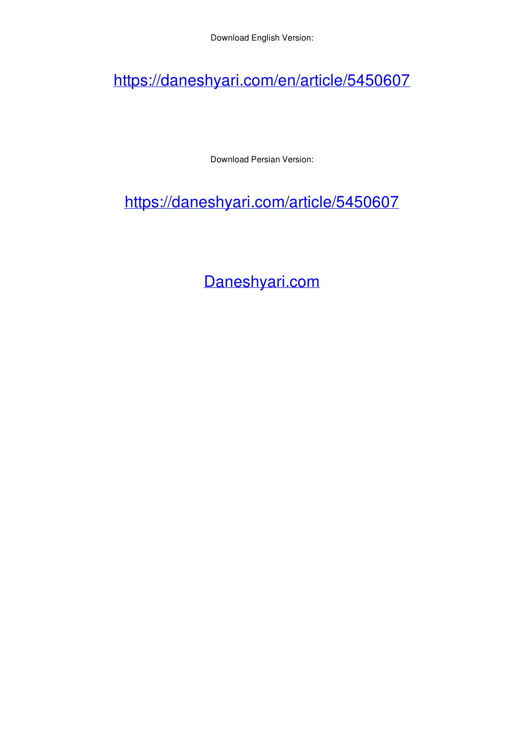Download English Version:

https://daneshyari.com/en/article/5450607

Download Persian Version:

https://daneshyari.com/article/5450607

Daneshyari.com